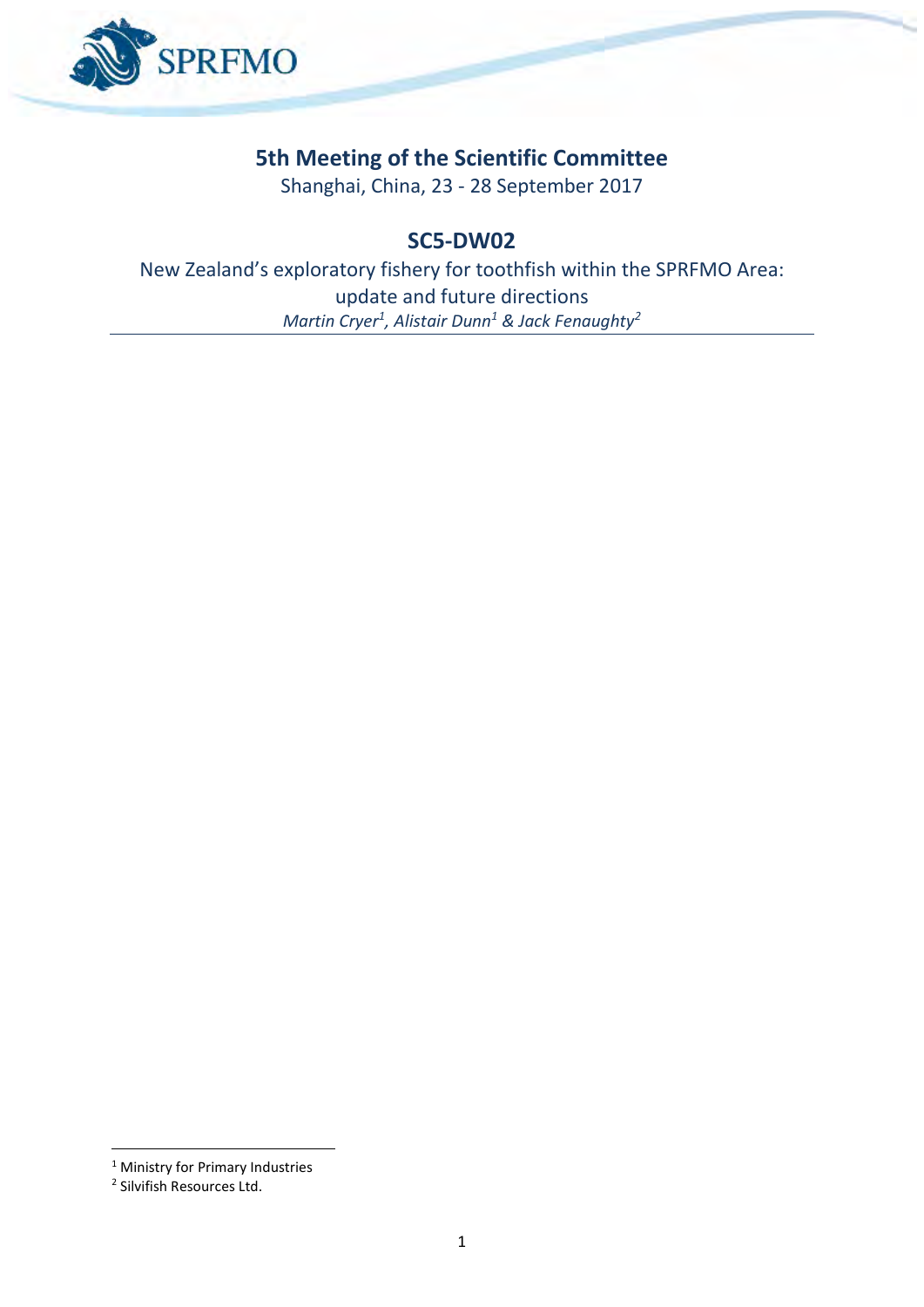# 5th Meeting of the Scientific Committee

Shanghai, China, 23 - 28 September 2017

## SC5-DW02

New Zealand's exploratory fishery for toothfish within the SPRFMO Area: update and future directions

*Martin Cryer[1], Alistair Dunn[1] & Jack Fenaughty[2]*

---

[1] Ministry for Primary Industries

[2] Silvifish Resources Ltd.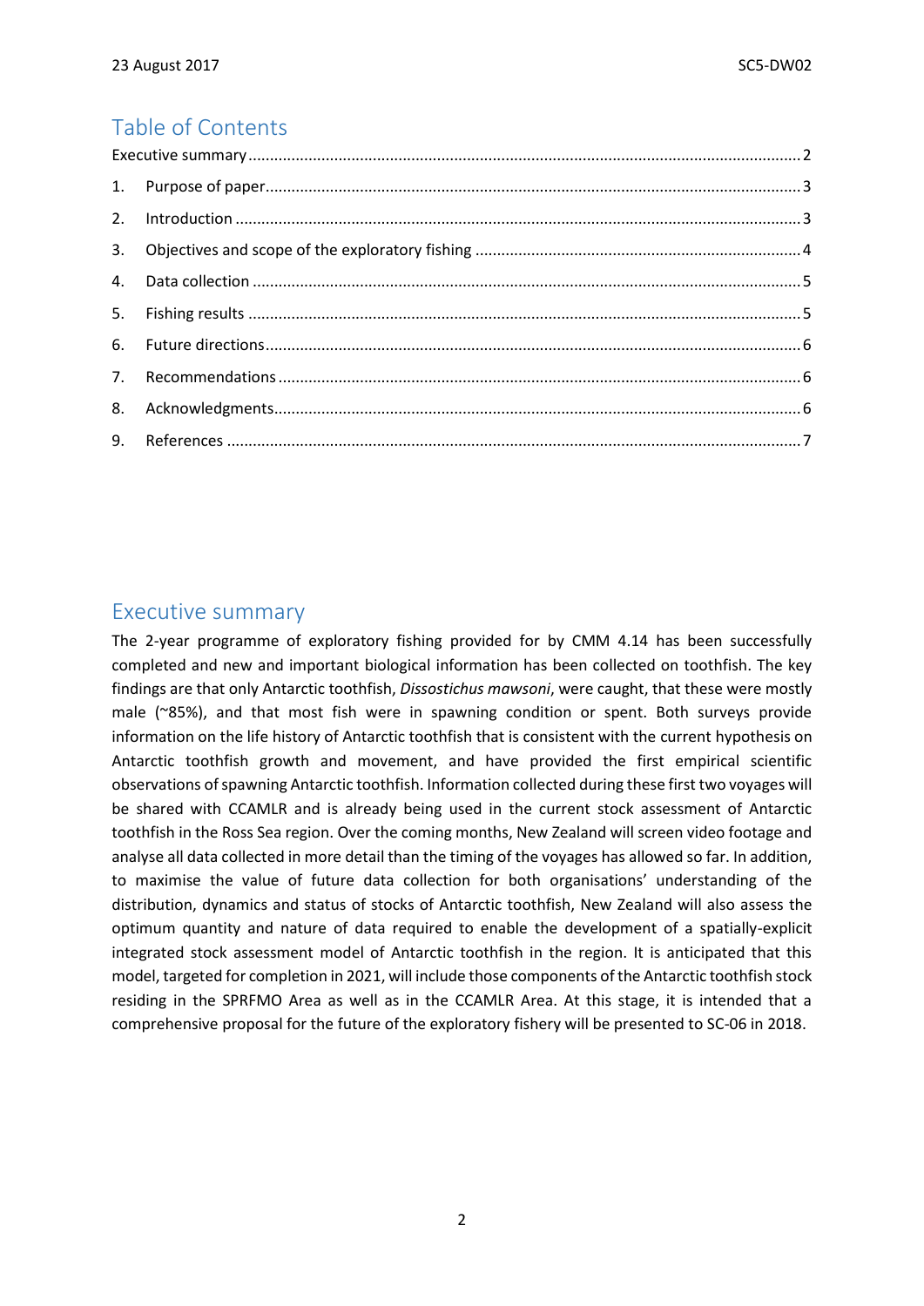## Table of Contents

Executive summary ........................................................................................................................ 2

1. Purpose of paper........................................................................................................................ 3
2. Introduction ............................................................................................................................... 3
3. Objectives and scope of the exploratory fishing ........................................................................ 4
4. Data collection ........................................................................................................................... 5
5. Fishing results ............................................................................................................................ 5
6. Future directions........................................................................................................................ 6
7. Recommendations ..................................................................................................................... 6
8. Acknowledgments...................................................................................................................... 6
9. References ................................................................................................................................. 7

## Executive summary

The 2-year programme of exploratory fishing provided for by CMM 4.14 has been successfully completed and new and important biological information has been collected on toothfish. The key findings are that only Antarctic toothfish, *Dissostichus mawsoni*, were caught, that these were mostly male (~85%), and that most fish were in spawning condition or spent. Both surveys provide information on the life history of Antarctic toothfish that is consistent with the current hypothesis on Antarctic toothfish growth and movement, and have provided the first empirical scientific observations of spawning Antarctic toothfish. Information collected during these first two voyages will be shared with CCAMLR and is already being used in the current stock assessment of Antarctic toothfish in the Ross Sea region. Over the coming months, New Zealand will screen video footage and analyse all data collected in more detail than the timing of the voyages has allowed so far. In addition, to maximise the value of future data collection for both organisations' understanding of the distribution, dynamics and status of stocks of Antarctic toothfish, New Zealand will also assess the optimum quantity and nature of data required to enable the development of a spatially-explicit integrated stock assessment model of Antarctic toothfish in the region. It is anticipated that this model, targeted for completion in 2021, will include those components of the Antarctic toothfish stock residing in the SPRFMO Area as well as in the CCAMLR Area. At this stage, it is intended that a comprehensive proposal for the future of the exploratory fishery will be presented to SC-06 in 2018.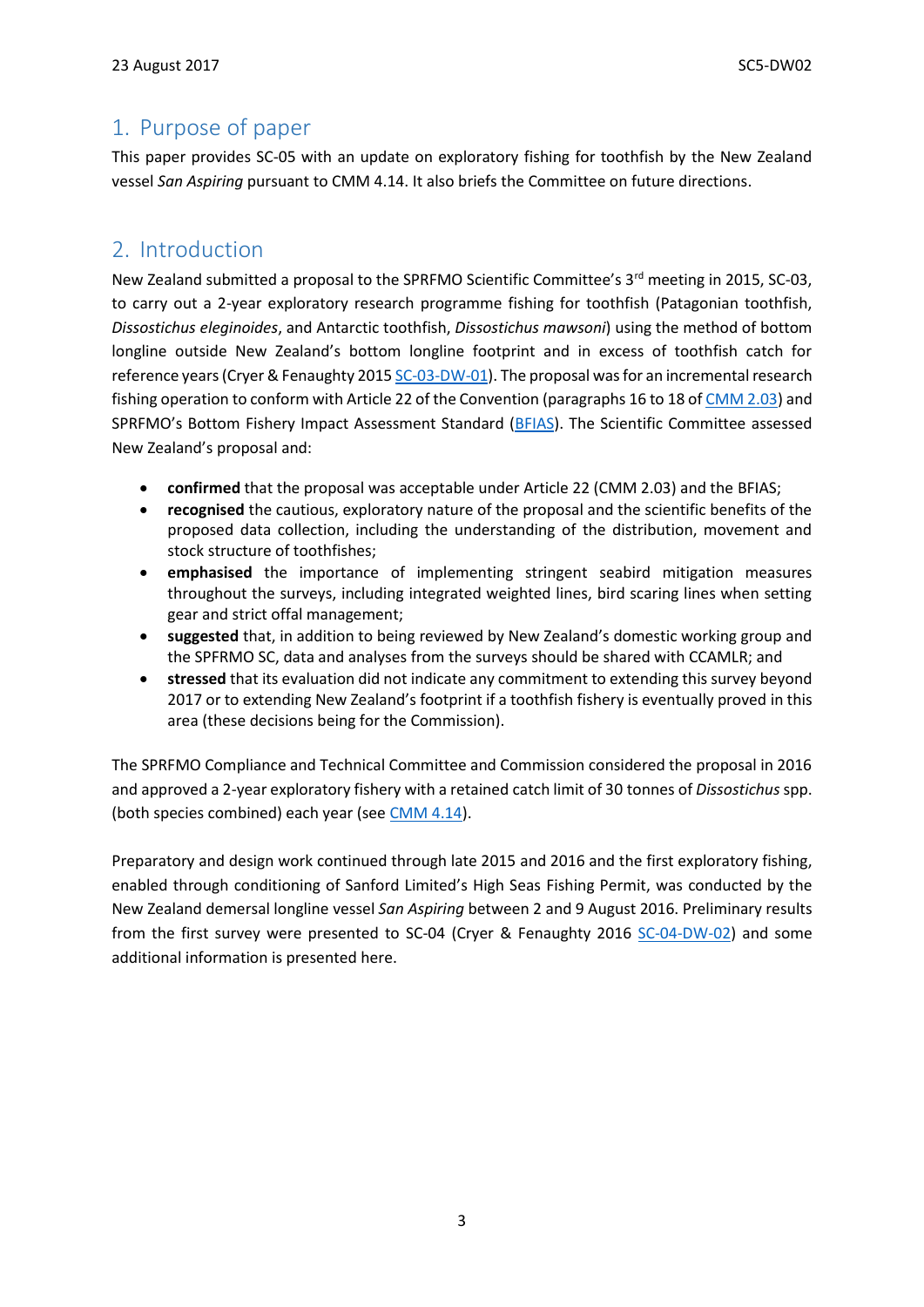## 1. Purpose of paper

This paper provides SC-05 with an update on exploratory fishing for toothfish by the New Zealand vessel *San Aspiring* pursuant to CMM 4.14. It also briefs the Committee on future directions.

## 2. Introduction

New Zealand submitted a proposal to the SPRFMO Scientific Committee's 3rd meeting in 2015, SC-03, to carry out a 2-year exploratory research programme fishing for toothfish (Patagonian toothfish, *Dissostichus eleginoides*, and Antarctic toothfish, *Dissostichus mawsoni*) using the method of bottom longline outside New Zealand's bottom longline footprint and in excess of toothfish catch for reference years (Cryer & Fenaughty 2015 SC-03-DW-01). The proposal was for an incremental research fishing operation to conform with Article 22 of the Convention (paragraphs 16 to 18 of CMM 2.03) and SPRFMO's Bottom Fishery Impact Assessment Standard (BFIAS). The Scientific Committee assessed New Zealand's proposal and:

- **confirmed** that the proposal was acceptable under Article 22 (CMM 2.03) and the BFIAS;
- **recognised** the cautious, exploratory nature of the proposal and the scientific benefits of the proposed data collection, including the understanding of the distribution, movement and stock structure of toothfishes;
- **emphasised** the importance of implementing stringent seabird mitigation measures throughout the surveys, including integrated weighted lines, bird scaring lines when setting gear and strict offal management;
- **suggested** that, in addition to being reviewed by New Zealand's domestic working group and the SPFRMO SC, data and analyses from the surveys should be shared with CCAMLR; and
- **stressed** that its evaluation did not indicate any commitment to extending this survey beyond 2017 or to extending New Zealand's footprint if a toothfish fishery is eventually proved in this area (these decisions being for the Commission).

The SPRFMO Compliance and Technical Committee and Commission considered the proposal in 2016 and approved a 2-year exploratory fishery with a retained catch limit of 30 tonnes of *Dissostichus* spp. (both species combined) each year (see CMM 4.14).

Preparatory and design work continued through late 2015 and 2016 and the first exploratory fishing, enabled through conditioning of Sanford Limited's High Seas Fishing Permit, was conducted by the New Zealand demersal longline vessel *San Aspiring* between 2 and 9 August 2016. Preliminary results from the first survey were presented to SC-04 (Cryer & Fenaughty 2016 SC-04-DW-02) and some additional information is presented here.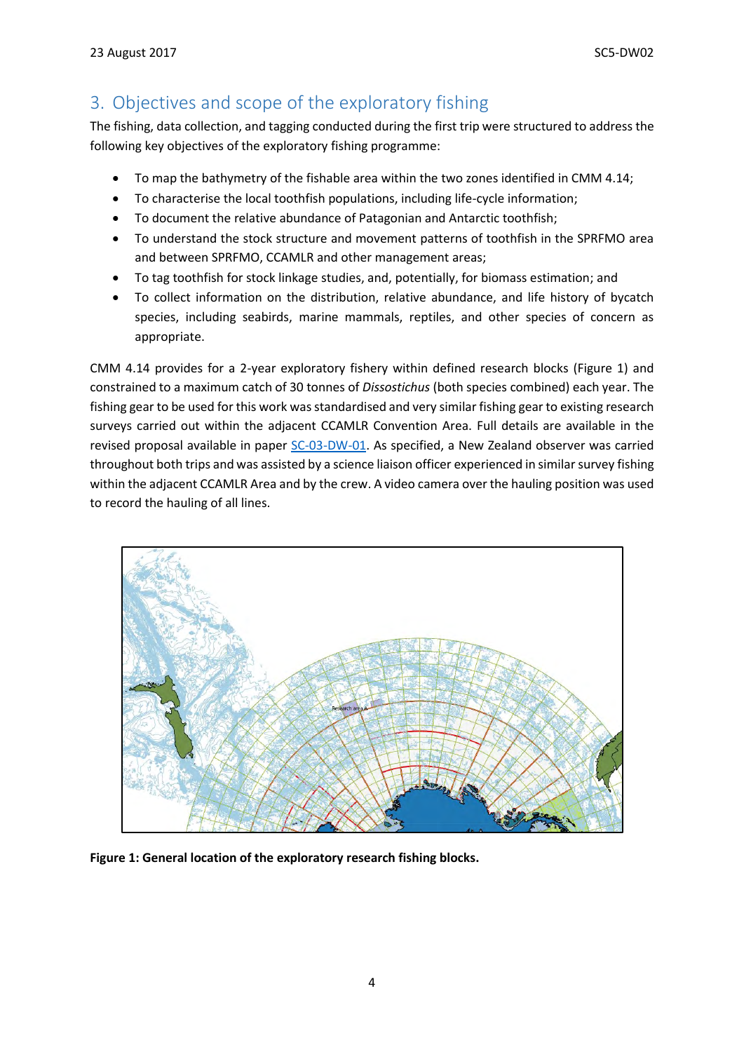## 3. Objectives and scope of the exploratory fishing

The fishing, data collection, and tagging conducted during the first trip were structured to address the following key objectives of the exploratory fishing programme:

- To map the bathymetry of the fishable area within the two zones identified in CMM 4.14;
- To characterise the local toothfish populations, including life-cycle information;
- To document the relative abundance of Patagonian and Antarctic toothfish;
- To understand the stock structure and movement patterns of toothfish in the SPRFMO area and between SPRFMO, CCAMLR and other management areas;
- To tag toothfish for stock linkage studies, and, potentially, for biomass estimation; and
- To collect information on the distribution, relative abundance, and life history of bycatch species, including seabirds, marine mammals, reptiles, and other species of concern as appropriate.

CMM 4.14 provides for a 2-year exploratory fishery within defined research blocks (Figure 1) and constrained to a maximum catch of 30 tonnes of *Dissostichus* (both species combined) each year. The fishing gear to be used for this work was standardised and very similar fishing gear to existing research surveys carried out within the adjacent CCAMLR Convention Area. Full details are available in the revised proposal available in paper SC-03-DW-01. As specified, a New Zealand observer was carried throughout both trips and was assisted by a science liaison officer experienced in similar survey fishing within the adjacent CCAMLR Area and by the crew. A video camera over the hauling position was used to record the hauling of all lines.

**Figure 1: General location of the exploratory research fishing blocks.**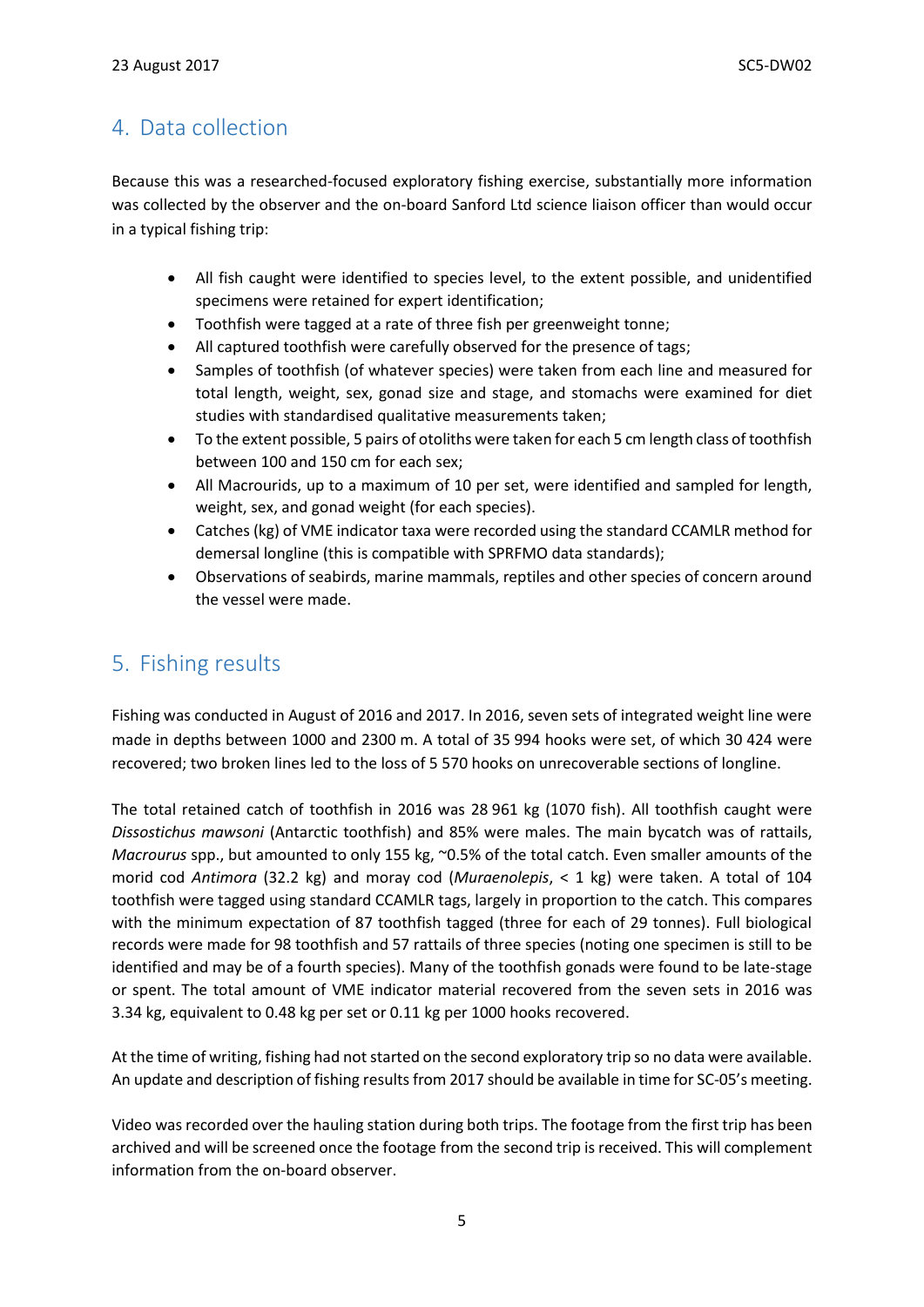## 4. Data collection

Because this was a researched-focused exploratory fishing exercise, substantially more information was collected by the observer and the on-board Sanford Ltd science liaison officer than would occur in a typical fishing trip:

- All fish caught were identified to species level, to the extent possible, and unidentified specimens were retained for expert identification;
- Toothfish were tagged at a rate of three fish per greenweight tonne;
- All captured toothfish were carefully observed for the presence of tags;
- Samples of toothfish (of whatever species) were taken from each line and measured for total length, weight, sex, gonad size and stage, and stomachs were examined for diet studies with standardised qualitative measurements taken;
- To the extent possible, 5 pairs of otoliths were taken for each 5 cm length class of toothfish between 100 and 150 cm for each sex;
- All Macrourids, up to a maximum of 10 per set, were identified and sampled for length, weight, sex, and gonad weight (for each species).
- Catches (kg) of VME indicator taxa were recorded using the standard CCAMLR method for demersal longline (this is compatible with SPRFMO data standards);
- Observations of seabirds, marine mammals, reptiles and other species of concern around the vessel were made.

## 5. Fishing results

Fishing was conducted in August of 2016 and 2017. In 2016, seven sets of integrated weight line were made in depths between 1000 and 2300 m. A total of 35 994 hooks were set, of which 30 424 were recovered; two broken lines led to the loss of 5 570 hooks on unrecoverable sections of longline.

The total retained catch of toothfish in 2016 was 28 961 kg (1070 fish). All toothfish caught were *Dissostichus mawsoni* (Antarctic toothfish) and 85% were males. The main bycatch was of rattails, *Macrourus* spp., but amounted to only 155 kg, ~0.5% of the total catch. Even smaller amounts of the morid cod *Antimora* (32.2 kg) and moray cod (*Muraenolepis*, < 1 kg) were taken. A total of 104 toothfish were tagged using standard CCAMLR tags, largely in proportion to the catch. This compares with the minimum expectation of 87 toothfish tagged (three for each of 29 tonnes). Full biological records were made for 98 toothfish and 57 rattails of three species (noting one specimen is still to be identified and may be of a fourth species). Many of the toothfish gonads were found to be late-stage or spent. The total amount of VME indicator material recovered from the seven sets in 2016 was 3.34 kg, equivalent to 0.48 kg per set or 0.11 kg per 1000 hooks recovered.

At the time of writing, fishing had not started on the second exploratory trip so no data were available. An update and description of fishing results from 2017 should be available in time for SC-05's meeting.

Video was recorded over the hauling station during both trips. The footage from the first trip has been archived and will be screened once the footage from the second trip is received. This will complement information from the on-board observer.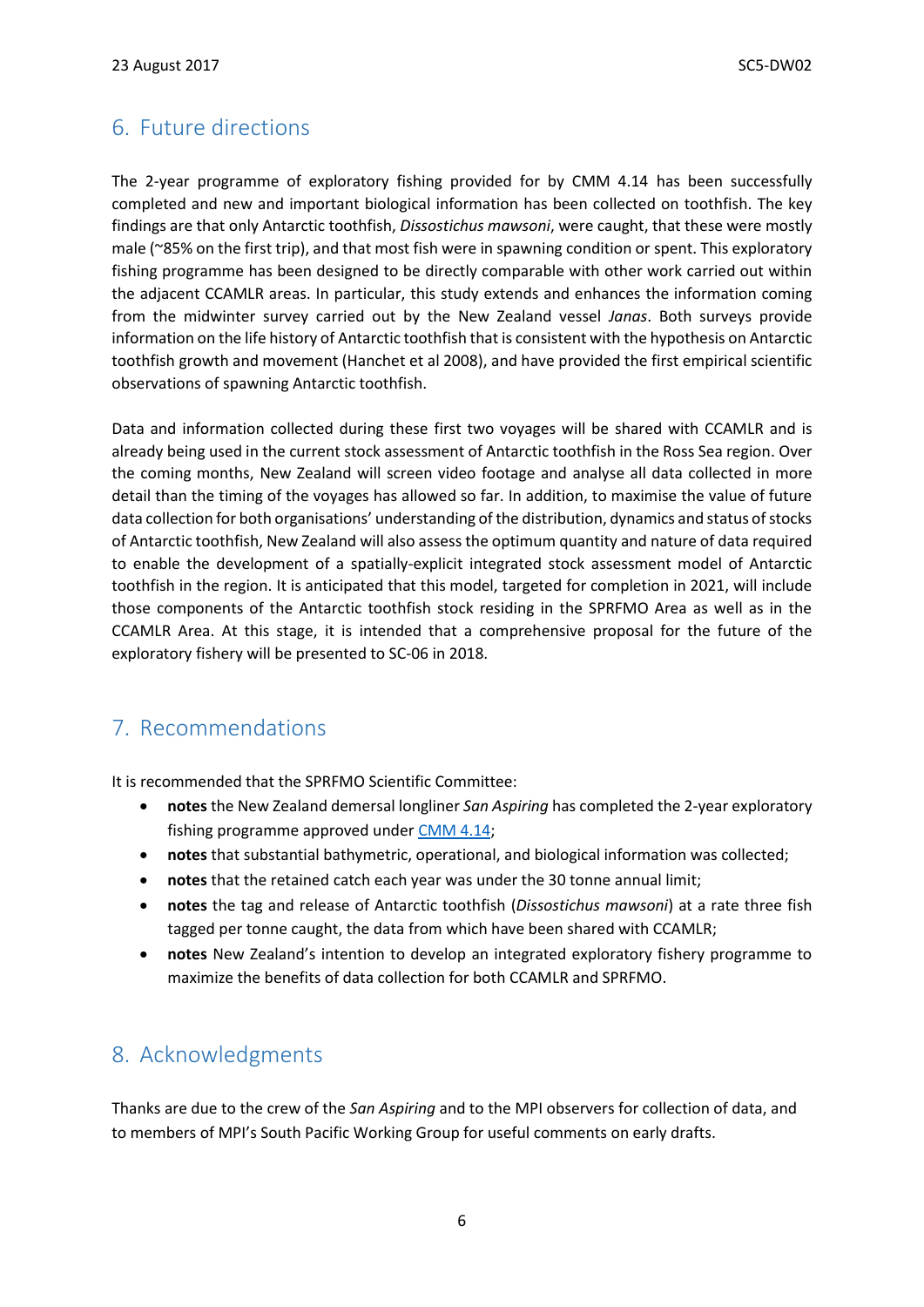## 6. Future directions

The 2-year programme of exploratory fishing provided for by CMM 4.14 has been successfully completed and new and important biological information has been collected on toothfish. The key findings are that only Antarctic toothfish, *Dissostichus mawsoni*, were caught, that these were mostly male (~85% on the first trip), and that most fish were in spawning condition or spent. This exploratory fishing programme has been designed to be directly comparable with other work carried out within the adjacent CCAMLR areas. In particular, this study extends and enhances the information coming from the midwinter survey carried out by the New Zealand vessel *Janas*. Both surveys provide information on the life history of Antarctic toothfish that is consistent with the hypothesis on Antarctic toothfish growth and movement (Hanchet et al 2008), and have provided the first empirical scientific observations of spawning Antarctic toothfish.

Data and information collected during these first two voyages will be shared with CCAMLR and is already being used in the current stock assessment of Antarctic toothfish in the Ross Sea region. Over the coming months, New Zealand will screen video footage and analyse all data collected in more detail than the timing of the voyages has allowed so far. In addition, to maximise the value of future data collection for both organisations' understanding of the distribution, dynamics and status of stocks of Antarctic toothfish, New Zealand will also assess the optimum quantity and nature of data required to enable the development of a spatially-explicit integrated stock assessment model of Antarctic toothfish in the region. It is anticipated that this model, targeted for completion in 2021, will include those components of the Antarctic toothfish stock residing in the SPRFMO Area as well as in the CCAMLR Area. At this stage, it is intended that a comprehensive proposal for the future of the exploratory fishery will be presented to SC-06 in 2018.

## 7. Recommendations

It is recommended that the SPRFMO Scientific Committee:

- **notes** the New Zealand demersal longliner *San Aspiring* has completed the 2-year exploratory fishing programme approved under CMM 4.14;
- **notes** that substantial bathymetric, operational, and biological information was collected;
- **notes** that the retained catch each year was under the 30 tonne annual limit;
- **notes** the tag and release of Antarctic toothfish (*Dissostichus mawsoni*) at a rate three fish tagged per tonne caught, the data from which have been shared with CCAMLR;
- **notes** New Zealand's intention to develop an integrated exploratory fishery programme to maximize the benefits of data collection for both CCAMLR and SPRFMO.

## 8. Acknowledgments

Thanks are due to the crew of the *San Aspiring* and to the MPI observers for collection of data, and to members of MPI's South Pacific Working Group for useful comments on early drafts.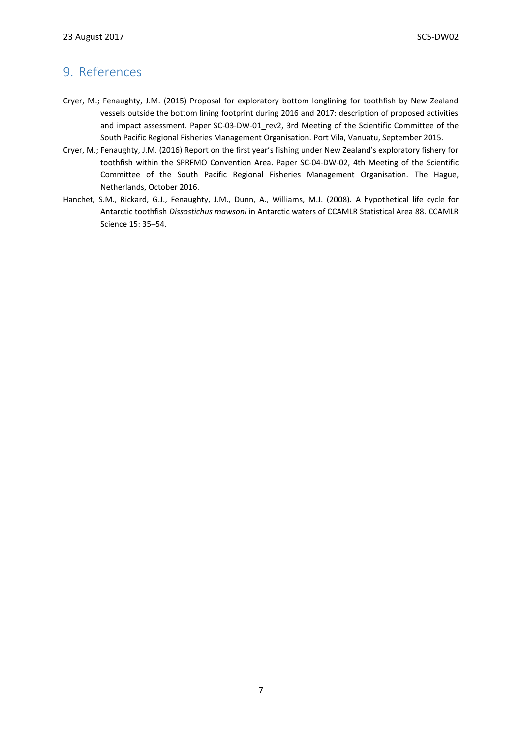# 9. References

Cryer, M.; Fenaughty, J.M. (2015) Proposal for exploratory bottom longlining for toothfish by New Zealand vessels outside the bottom lining footprint during 2016 and 2017: description of proposed activities and impact assessment. Paper SC-03-DW-01_rev2, 3rd Meeting of the Scientific Committee of the South Pacific Regional Fisheries Management Organisation. Port Vila, Vanuatu, September 2015.

Cryer, M.; Fenaughty, J.M. (2016) Report on the first year's fishing under New Zealand's exploratory fishery for toothfish within the SPRFMO Convention Area. Paper SC-04-DW-02, 4th Meeting of the Scientific Committee of the South Pacific Regional Fisheries Management Organisation. The Hague, Netherlands, October 2016.

Hanchet, S.M., Rickard, G.J., Fenaughty, J.M., Dunn, A., Williams, M.J. (2008). A hypothetical life cycle for Antarctic toothfish *Dissostichus mawsoni* in Antarctic waters of CCAMLR Statistical Area 88. CCAMLR Science 15: 35–54.